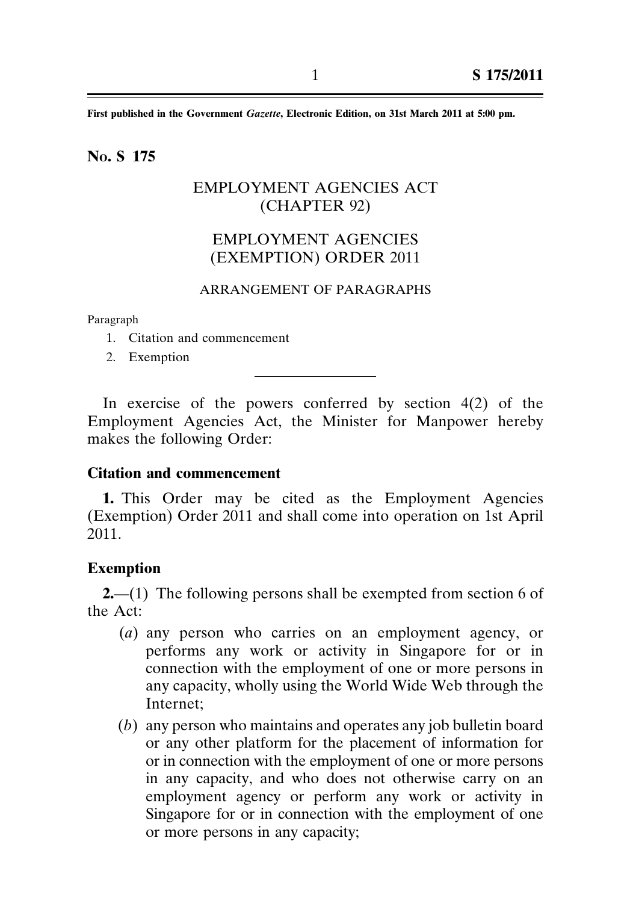First published in the Government *Gazette*, Electronic Edition, on 31st March 2011 at 5:00 pm.

**No. S 175**

# EMPLOYMENT AGENCIES ACT (CHAPTER 92)

# EMPLOYMENT AGENCIES (EXEMPTION) ORDER 2011

ARRANGEMENT OF PARAGRAPHS

Paragraph

1. Citation and commencement
2. Exemption

---

In exercise of the powers conferred by section 4(2) of the Employment Agencies Act, the Minister for Manpower hereby makes the following Order:

### Citation and commencement

**1.** This Order may be cited as the Employment Agencies (Exemption) Order 2011 and shall come into operation on 1st April 2011.

### Exemption

**2.**—(1) The following persons shall be exempted from section 6 of the Act:

(*a*) any person who carries on an employment agency, or performs any work or activity in Singapore for or in connection with the employment of one or more persons in any capacity, wholly using the World Wide Web through the Internet;

(*b*) any person who maintains and operates any job bulletin board or any other platform for the placement of information for or in connection with the employment of one or more persons in any capacity, and who does not otherwise carry on an employment agency or perform any work or activity in Singapore for or in connection with the employment of one or more persons in any capacity;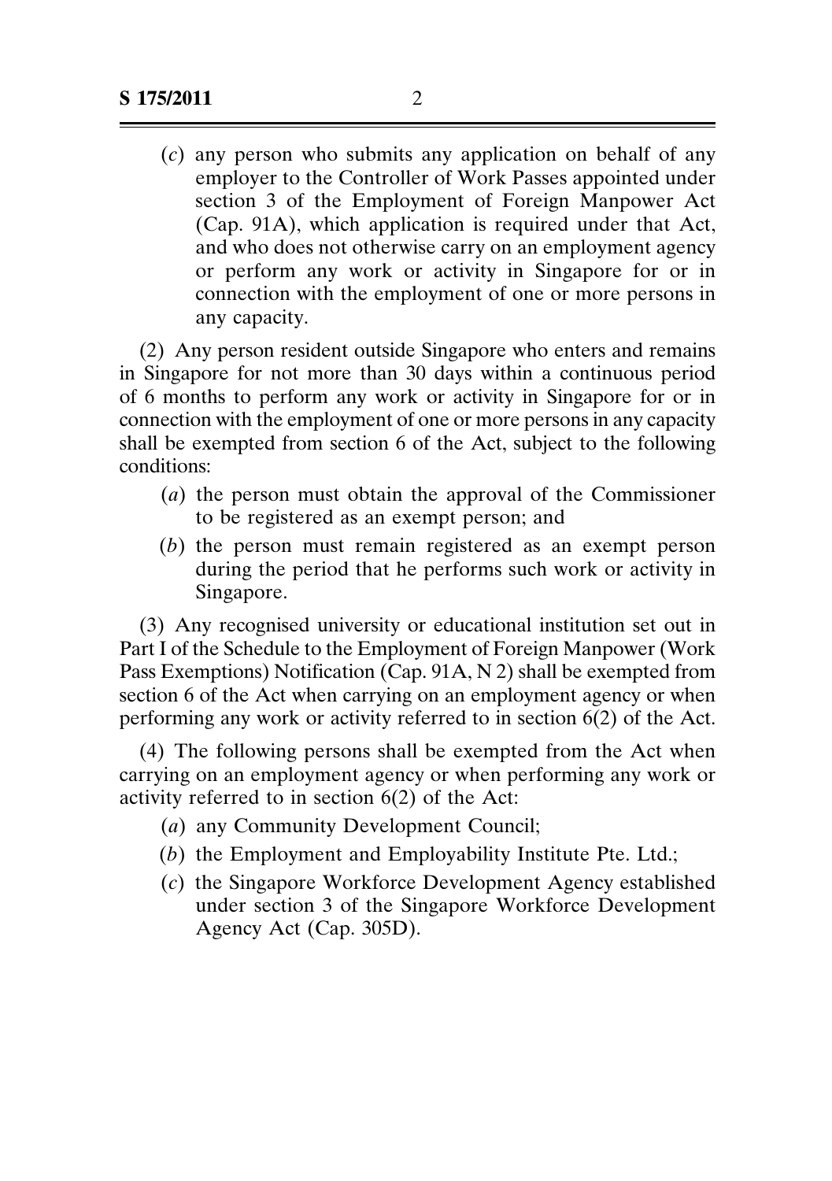(*c*) any person who submits any application on behalf of any employer to the Controller of Work Passes appointed under section 3 of the Employment of Foreign Manpower Act (Cap. 91A), which application is required under that Act, and who does not otherwise carry on an employment agency or perform any work or activity in Singapore for or in connection with the employment of one or more persons in any capacity.

(2) Any person resident outside Singapore who enters and remains in Singapore for not more than 30 days within a continuous period of 6 months to perform any work or activity in Singapore for or in connection with the employment of one or more persons in any capacity shall be exempted from section 6 of the Act, subject to the following conditions:

(*a*) the person must obtain the approval of the Commissioner to be registered as an exempt person; and

(*b*) the person must remain registered as an exempt person during the period that he performs such work or activity in Singapore.

(3) Any recognised university or educational institution set out in Part I of the Schedule to the Employment of Foreign Manpower (Work Pass Exemptions) Notification (Cap. 91A, N 2) shall be exempted from section 6 of the Act when carrying on an employment agency or when performing any work or activity referred to in section 6(2) of the Act.

(4) The following persons shall be exempted from the Act when carrying on an employment agency or when performing any work or activity referred to in section 6(2) of the Act:

(*a*) any Community Development Council;

(*b*) the Employment and Employability Institute Pte. Ltd.;

(*c*) the Singapore Workforce Development Agency established under section 3 of the Singapore Workforce Development Agency Act (Cap. 305D).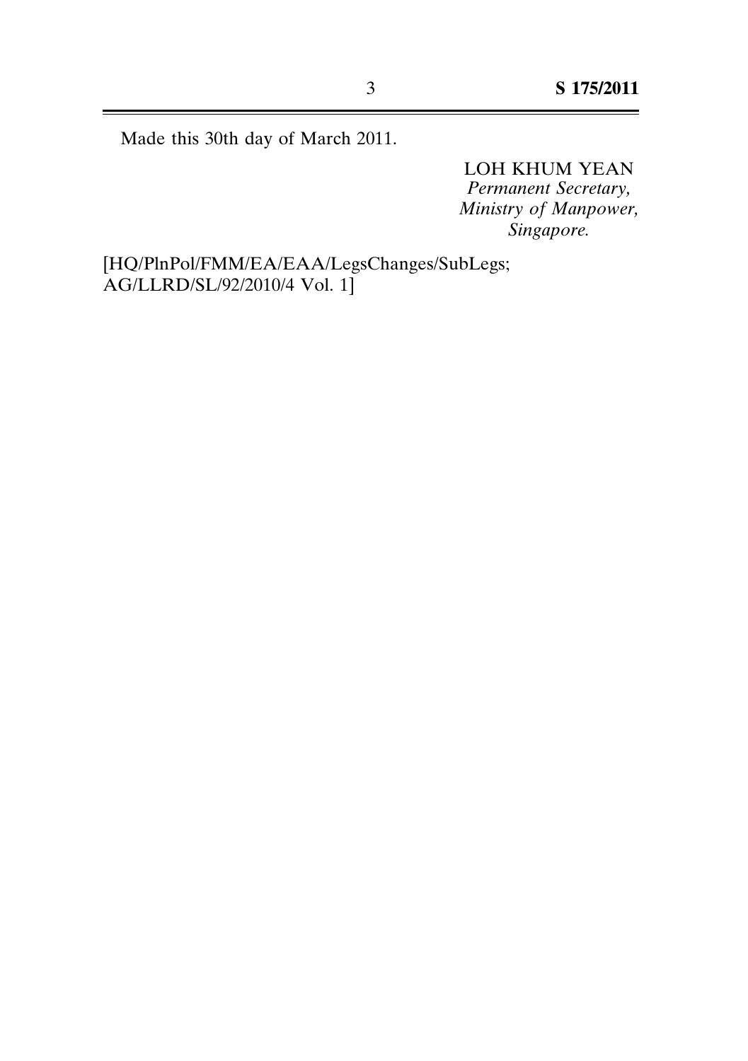Made this 30th day of March 2011.

LOH KHUM YEAN
*Permanent Secretary,*
*Ministry of Manpower,*
*Singapore.*

[HQ/PlnPol/FMM/EA/EAA/LegsChanges/SubLegs;
AG/LLRD/SL/92/2010/4 Vol. 1]